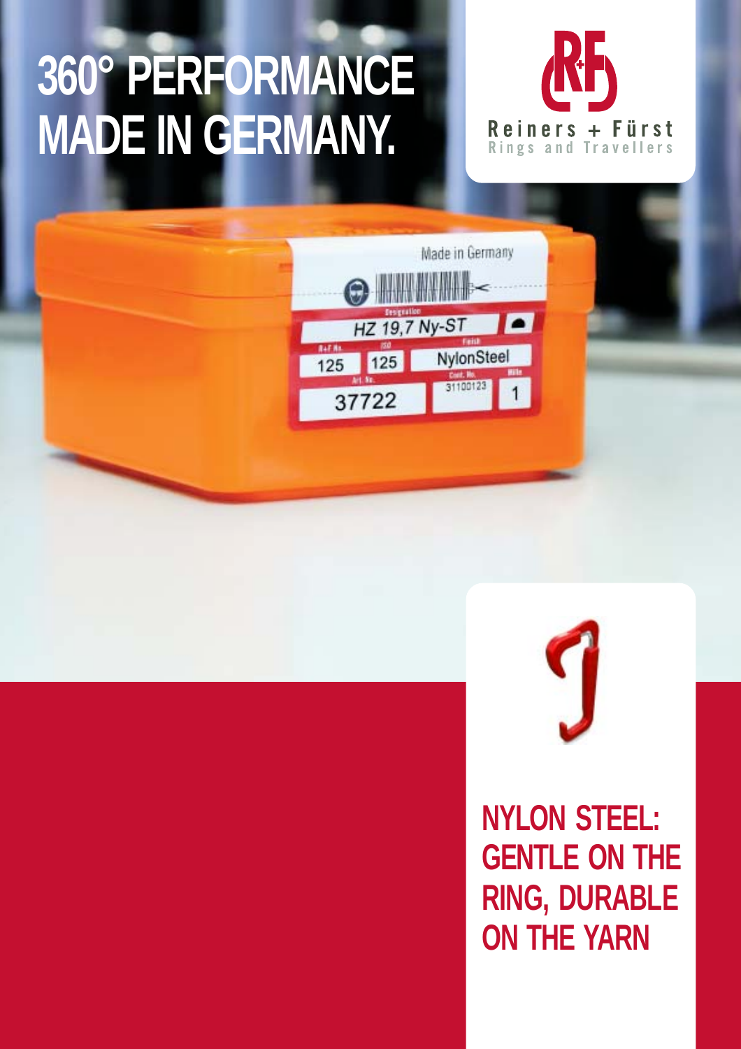# 360° PERFORMANCE MADE IN GERMANY.

Reiners + Fürst
Rings and Travellers

## NYLON STEEL: GENTLE ON THE RING, DURABLE ON THE YARN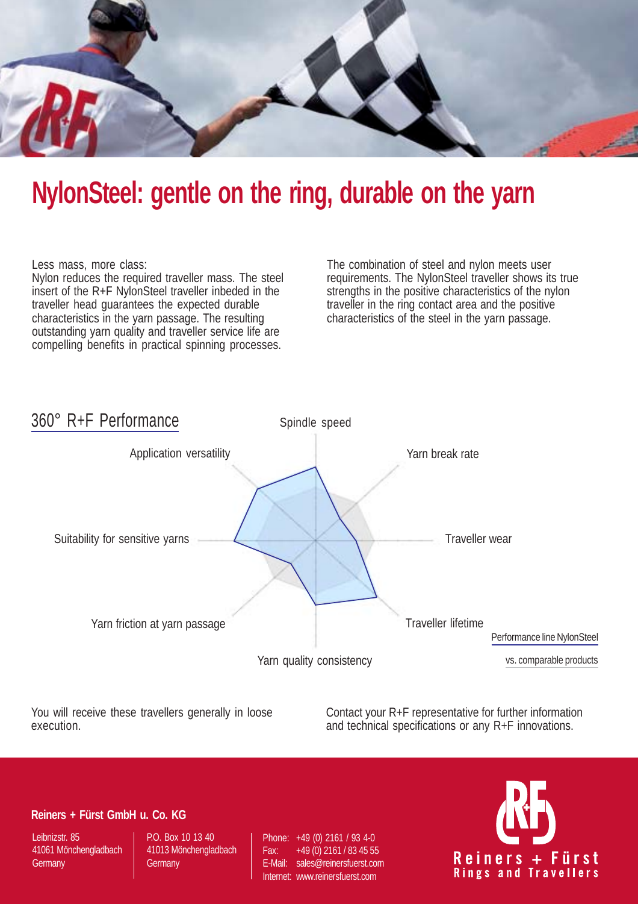# NylonSteel: gentle on the ring, durable on the yarn

Less mass, more class:
Nylon reduces the required traveller mass. The steel insert of the R+F NylonSteel traveller inbeded in the traveller head guarantees the expected durable characteristics in the yarn passage. The resulting outstanding yarn quality and traveller service life are compelling benefits in practical spinning processes.

The combination of steel and nylon meets user requirements. The NylonSteel traveller shows its true strengths in the positive characteristics of the nylon traveller in the ring contact area and the positive characteristics of the steel in the yarn passage.

## 360° R+F Performance

Spindle speed

Yarn break rate

Traveller wear

Traveller lifetime

Yarn quality consistency

Yarn friction at yarn passage

Suitability for sensitive yarns

Application versatility

Performance line NylonSteel

vs. comparable products

You will receive these travellers generally in loose execution.

Contact your R+F representative for further information and technical specifications or any R+F innovations.

**Reiners + Fürst GmbH u. Co. KG**

Leibnizstr. 85
41061 Mönchengladbach
Germany

P.O. Box 10 13 40
41013 Mönchengladbach
Germany

Phone: +49 (0) 2161 / 93 4-0
Fax: +49 (0) 2161 / 83 45 55
E-Mail: sales@reinersfuerst.com
Internet: www.reinersfuerst.com

Reiners + Fürst
Rings and Travellers